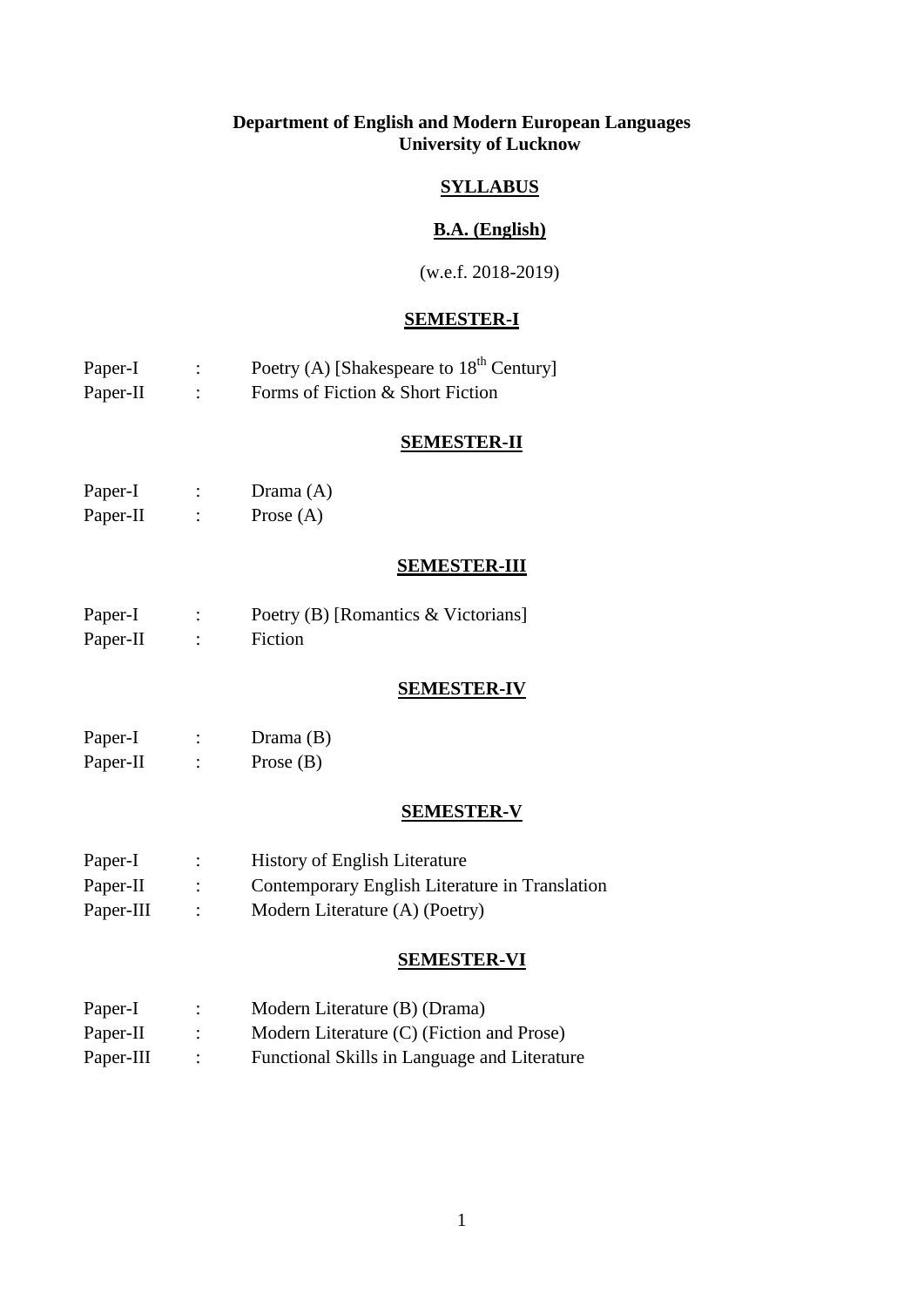**Department of English and Modern European Languages**
**University of Lucknow**

# SYLLABUS

## B.A. (English)

(w.e.f. 2018-2019)

## SEMESTER-I

| | | |
|---|---|---|
| Paper-I | : | Poetry (A) [Shakespeare to 18th Century] |
| Paper-II | : | Forms of Fiction & Short Fiction |

## SEMESTER-II

| | | |
|---|---|---|
| Paper-I | : | Drama (A) |
| Paper-II | : | Prose (A) |

## SEMESTER-III

| | | |
|---|---|---|
| Paper-I | : | Poetry (B) [Romantics & Victorians] |
| Paper-II | : | Fiction |

## SEMESTER-IV

| | | |
|---|---|---|
| Paper-I | : | Drama (B) |
| Paper-II | : | Prose (B) |

## SEMESTER-V

| | | |
|---|---|---|
| Paper-I | : | History of English Literature |
| Paper-II | : | Contemporary English Literature in Translation |
| Paper-III | : | Modern Literature (A) (Poetry) |

## SEMESTER-VI

| | | |
|---|---|---|
| Paper-I | : | Modern Literature (B) (Drama) |
| Paper-II | : | Modern Literature (C) (Fiction and Prose) |
| Paper-III | : | Functional Skills in Language and Literature |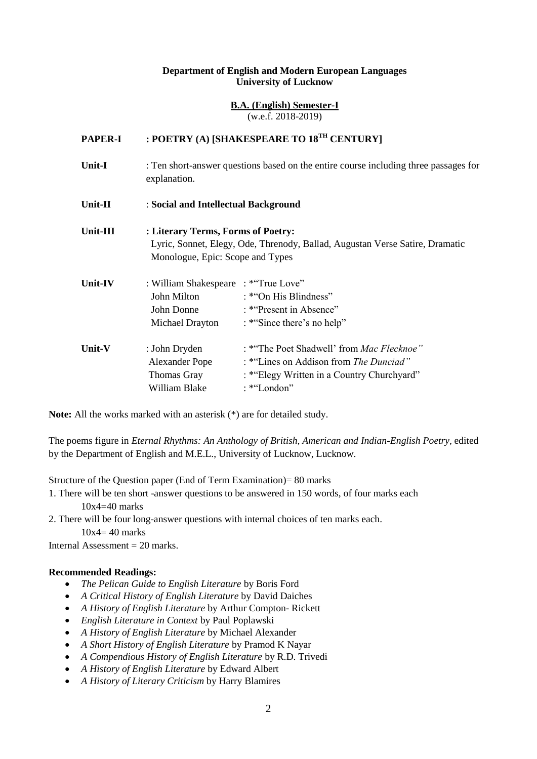**Department of English and Modern European Languages**
**University of Lucknow**

**B.A. (English) Semester-I**
(w.e.f. 2018-2019)

**PAPER-I : POETRY (A) [SHAKESPEARE TO 18$^{TH}$ CENTURY]**

**Unit-I** : Ten short-answer questions based on the entire course including three passages for explanation.

**Unit-II** : **Social and Intellectual Background**

**Unit-III** : **Literary Terms, Forms of Poetry:**
Lyric, Sonnet, Elegy, Ode, Threnody, Ballad, Augustan Verse Satire, Dramatic Monologue, Epic: Scope and Types

**Unit-IV** : William Shakespeare : *"True Love"
John Milton : *"On His Blindness"
John Donne : *"Present in Absence"
Michael Drayton : *"Since there's no help"

**Unit-V** : John Dryden : *"The Poet Shadwell' from *Mac Flecknoe"*
Alexander Pope : *"Lines on Addison from *The Dunciad"*
Thomas Gray : *"Elegy Written in a Country Churchyard"
William Blake : *"London"

**Note:** All the works marked with an asterisk (*) are for detailed study.

The poems figure in *Eternal Rhythms: An Anthology of British, American and Indian-English Poetry*, edited by the Department of English and M.E.L., University of Lucknow, Lucknow.

Structure of the Question paper (End of Term Examination)= 80 marks

1. There will be ten short -answer questions to be answered in 150 words, of four marks each
   10x4=40 marks
2. There will be four long-answer questions with internal choices of ten marks each.
   10x4= 40 marks

Internal Assessment = 20 marks.

**Recommended Readings:**

- *The Pelican Guide to English Literature* by Boris Ford
- *A Critical History of English Literature* by David Daiches
- *A History of English Literature* by Arthur Compton- Rickett
- *English Literature in Context* by Paul Poplawski
- *A History of English Literature* by Michael Alexander
- *A Short History of English Literature* by Pramod K Nayar
- *A Compendious History of English Literature* by R.D. Trivedi
- *A History of English Literature* by Edward Albert
- *A History of Literary Criticism* by Harry Blamires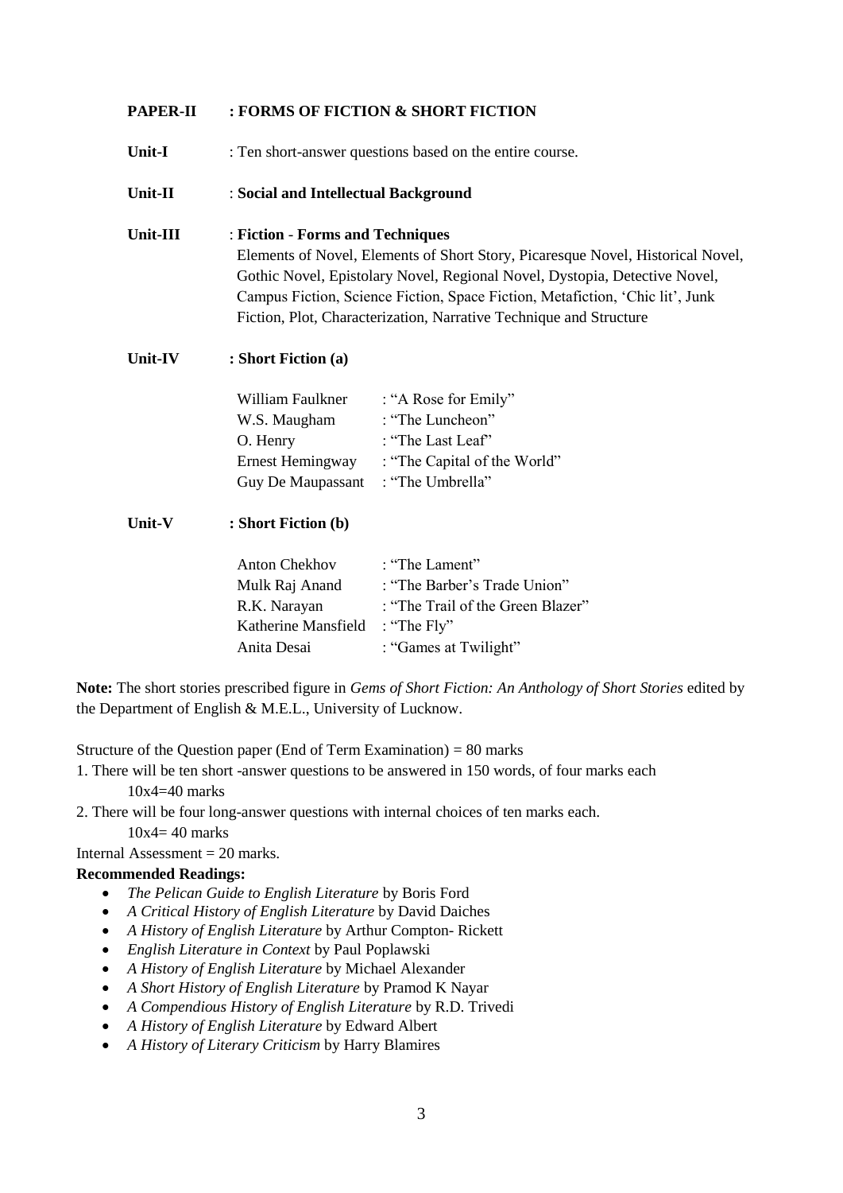**PAPER-II : FORMS OF FICTION & SHORT FICTION**

**Unit-I** : Ten short-answer questions based on the entire course.

**Unit-II** : **Social and Intellectual Background**

**Unit-III** : **Fiction - Forms and Techniques**

Elements of Novel, Elements of Short Story, Picaresque Novel, Historical Novel, Gothic Novel, Epistolary Novel, Regional Novel, Dystopia, Detective Novel, Campus Fiction, Science Fiction, Space Fiction, Metafiction, 'Chic lit', Junk Fiction, Plot, Characterization, Narrative Technique and Structure

**Unit-IV** : **Short Fiction (a)**

| | |
|---|---|
| William Faulkner | : "A Rose for Emily" |
| W.S. Maugham | : "The Luncheon" |
| O. Henry | : "The Last Leaf" |
| Ernest Hemingway | : "The Capital of the World" |
| Guy De Maupassant | : "The Umbrella" |

**Unit-V** : **Short Fiction (b)**

| | |
|---|---|
| Anton Chekhov | : "The Lament" |
| Mulk Raj Anand | : "The Barber's Trade Union" |
| R.K. Narayan | : "The Trail of the Green Blazer" |
| Katherine Mansfield | : "The Fly" |
| Anita Desai | : "Games at Twilight" |

**Note:** The short stories prescribed figure in *Gems of Short Fiction: An Anthology of Short Stories* edited by the Department of English & M.E.L., University of Lucknow.

Structure of the Question paper (End of Term Examination) = 80 marks

1. There will be ten short -answer questions to be answered in 150 words, of four marks each
   10x4=40 marks
2. There will be four long-answer questions with internal choices of ten marks each.
   10x4= 40 marks

Internal Assessment = 20 marks.

**Recommended Readings:**

- *The Pelican Guide to English Literature* by Boris Ford
- *A Critical History of English Literature* by David Daiches
- *A History of English Literature* by Arthur Compton- Rickett
- *English Literature in Context* by Paul Poplawski
- *A History of English Literature* by Michael Alexander
- *A Short History of English Literature* by Pramod K Nayar
- *A Compendious History of English Literature* by R.D. Trivedi
- *A History of English Literature* by Edward Albert
- *A History of Literary Criticism* by Harry Blamires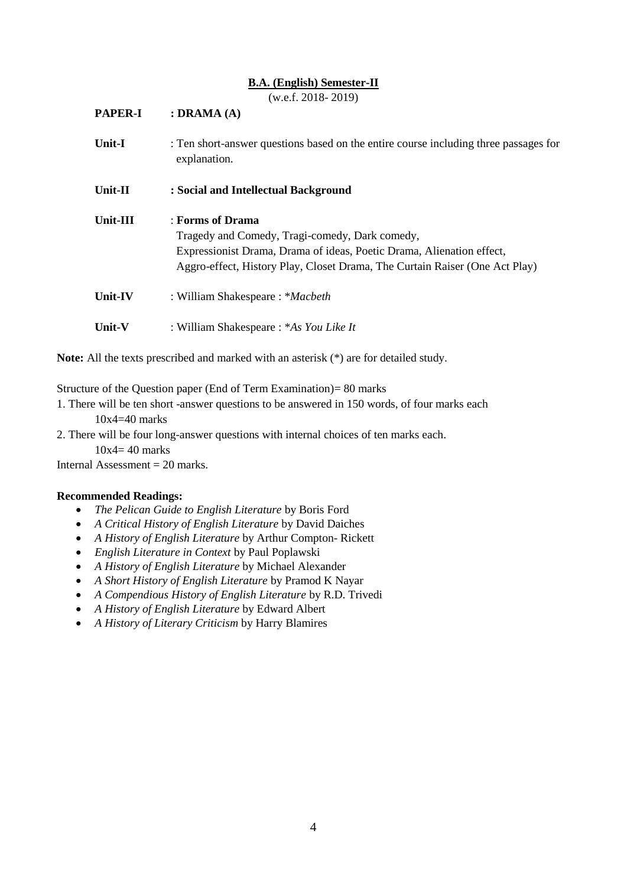## B.A. (English) Semester-II

(w.e.f. 2018- 2019)

**PAPER-I : DRAMA (A)**

**Unit-I** : Ten short-answer questions based on the entire course including three passages for explanation.

**Unit-II** : **Social and Intellectual Background**

**Unit-III** : **Forms of Drama**
Tragedy and Comedy, Tragi-comedy, Dark comedy,
Expressionist Drama, Drama of ideas, Poetic Drama, Alienation effect,
Aggro-effect, History Play, Closet Drama, The Curtain Raiser (One Act Play)

**Unit-IV** : William Shakespeare : **Macbeth*

**Unit-V** : William Shakespeare : **As You Like It*

**Note:** All the texts prescribed and marked with an asterisk (*) are for detailed study.

Structure of the Question paper (End of Term Examination)= 80 marks

1. There will be ten short -answer questions to be answered in 150 words, of four marks each
   10x4=40 marks
2. There will be four long-answer questions with internal choices of ten marks each.
   10x4= 40 marks

Internal Assessment = 20 marks.

**Recommended Readings:**

- *The Pelican Guide to English Literature* by Boris Ford
- *A Critical History of English Literature* by David Daiches
- *A History of English Literature* by Arthur Compton- Rickett
- *English Literature in Context* by Paul Poplawski
- *A History of English Literature* by Michael Alexander
- *A Short History of English Literature* by Pramod K Nayar
- *A Compendious History of English Literature* by R.D. Trivedi
- *A History of English Literature* by Edward Albert
- *A History of Literary Criticism* by Harry Blamires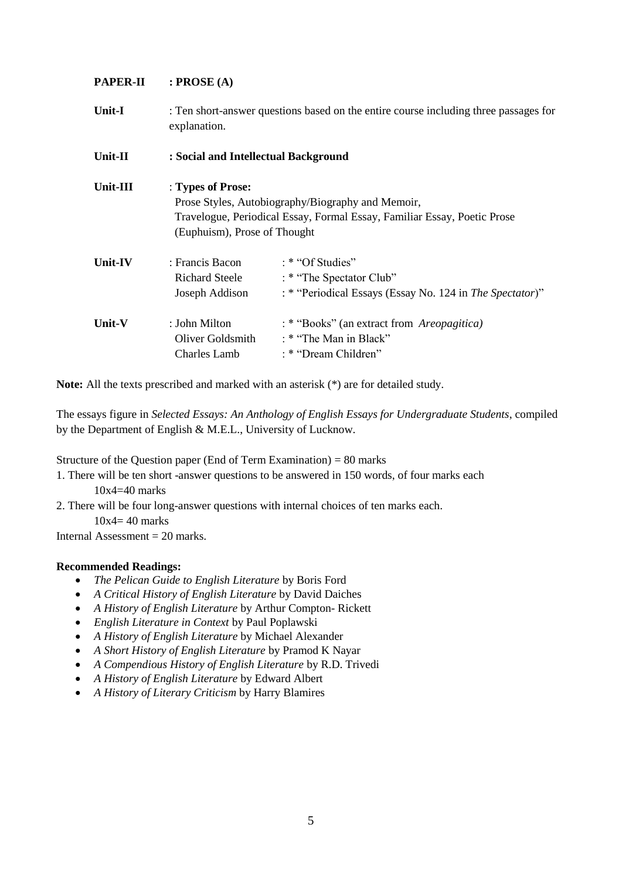**PAPER-II : PROSE (A)**

**Unit-I** : Ten short-answer questions based on the entire course including three passages for explanation.

**Unit-II** : **Social and Intellectual Background**

**Unit-III** : **Types of Prose:**
Prose Styles, Autobiography/Biography and Memoir,
Travelogue, Periodical Essay, Formal Essay, Familiar Essay, Poetic Prose (Euphuism), Prose of Thought

| | | |
|---|---|---|
| **Unit-IV** | : Francis Bacon | : * "Of Studies" |
| | Richard Steele | : * "The Spectator Club" |
| | Joseph Addison | : * "Periodical Essays (Essay No. 124 in *The Spectator*)" |
| **Unit-V** | : John Milton | : * "Books" (an extract from *Areopagitica)* |
| | Oliver Goldsmith | : * "The Man in Black" |
| | Charles Lamb | : * "Dream Children" |

**Note:** All the texts prescribed and marked with an asterisk (*) are for detailed study.

The essays figure in *Selected Essays: An Anthology of English Essays for Undergraduate Students*, compiled by the Department of English & M.E.L., University of Lucknow.

Structure of the Question paper (End of Term Examination) = 80 marks

1. There will be ten short -answer questions to be answered in 150 words, of four marks each
   10x4=40 marks
2. There will be four long-answer questions with internal choices of ten marks each.
   10x4= 40 marks

Internal Assessment = 20 marks.

**Recommended Readings:**

- *The Pelican Guide to English Literature* by Boris Ford
- *A Critical History of English Literature* by David Daiches
- *A History of English Literature* by Arthur Compton- Rickett
- *English Literature in Context* by Paul Poplawski
- *A History of English Literature* by Michael Alexander
- *A Short History of English Literature* by Pramod K Nayar
- *A Compendious History of English Literature* by R.D. Trivedi
- *A History of English Literature* by Edward Albert
- *A History of Literary Criticism* by Harry Blamires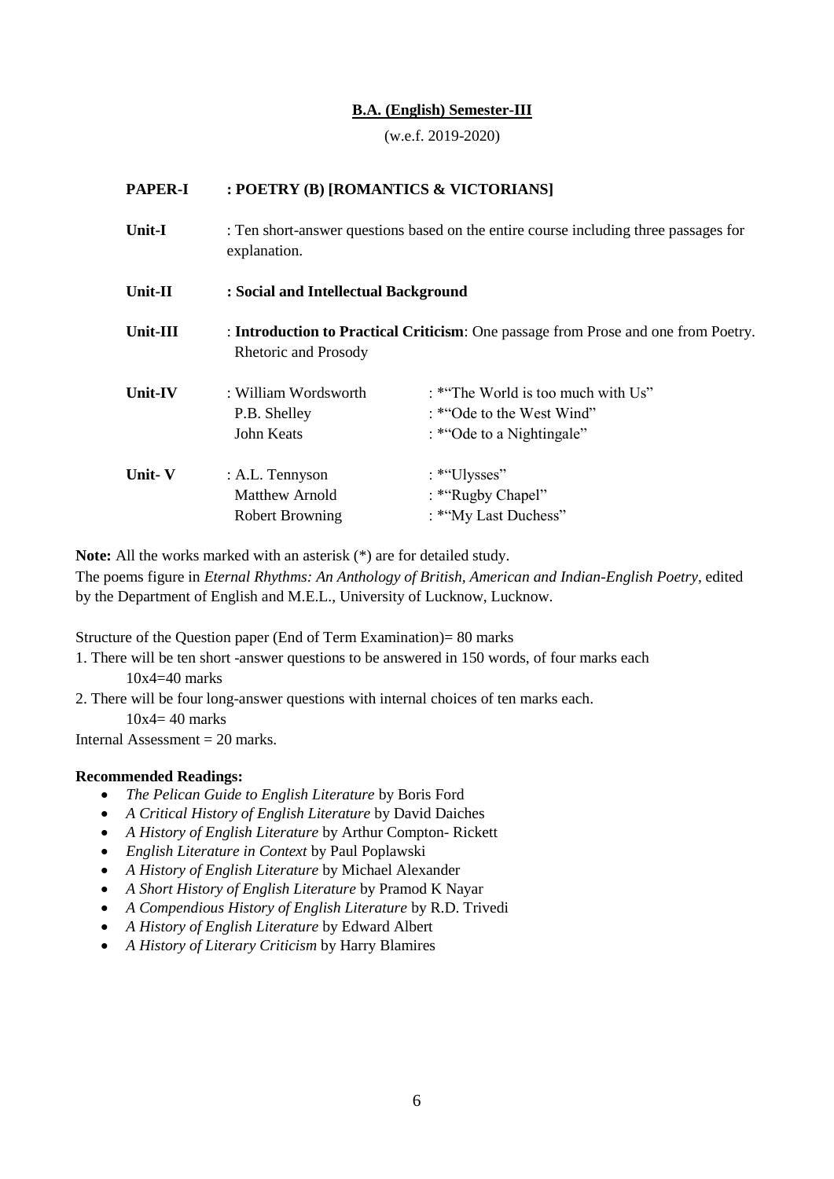**B.A. (English) Semester-III**

(w.e.f. 2019-2020)

| | | |
|---|---|---|
| **PAPER-I** | **: POETRY (B) [ROMANTICS & VICTORIANS]** | |
| **Unit-I** | : Ten short-answer questions based on the entire course including three passages for explanation. | |
| **Unit-II** | **: Social and Intellectual Background** | |
| **Unit-III** | : **Introduction to Practical Criticism**: One passage from Prose and one from Poetry. Rhetoric and Prosody | |
| **Unit-IV** | : William Wordsworth | : *"The World is too much with Us" |
| | P.B. Shelley | : *"Ode to the West Wind" |
| | John Keats | : *"Ode to a Nightingale" |
| **Unit- V** | : A.L. Tennyson | : *"Ulysses" |
| | Matthew Arnold | : *"Rugby Chapel" |
| | Robert Browning | : *"My Last Duchess" |

**Note:** All the works marked with an asterisk (*) are for detailed study.

The poems figure in *Eternal Rhythms: An Anthology of British, American and Indian-English Poetry,* edited by the Department of English and M.E.L., University of Lucknow, Lucknow.

Structure of the Question paper (End of Term Examination)= 80 marks

1. There will be ten short -answer questions to be answered in 150 words, of four marks each
   10x4=40 marks
2. There will be four long-answer questions with internal choices of ten marks each.
   10x4= 40 marks

Internal Assessment = 20 marks.

**Recommended Readings:**

- *The Pelican Guide to English Literature* by Boris Ford
- *A Critical History of English Literature* by David Daiches
- *A History of English Literature* by Arthur Compton- Rickett
- *English Literature in Context* by Paul Poplawski
- *A History of English Literature* by Michael Alexander
- *A Short History of English Literature* by Pramod K Nayar
- *A Compendious History of English Literature* by R.D. Trivedi
- *A History of English Literature* by Edward Albert
- *A History of Literary Criticism* by Harry Blamires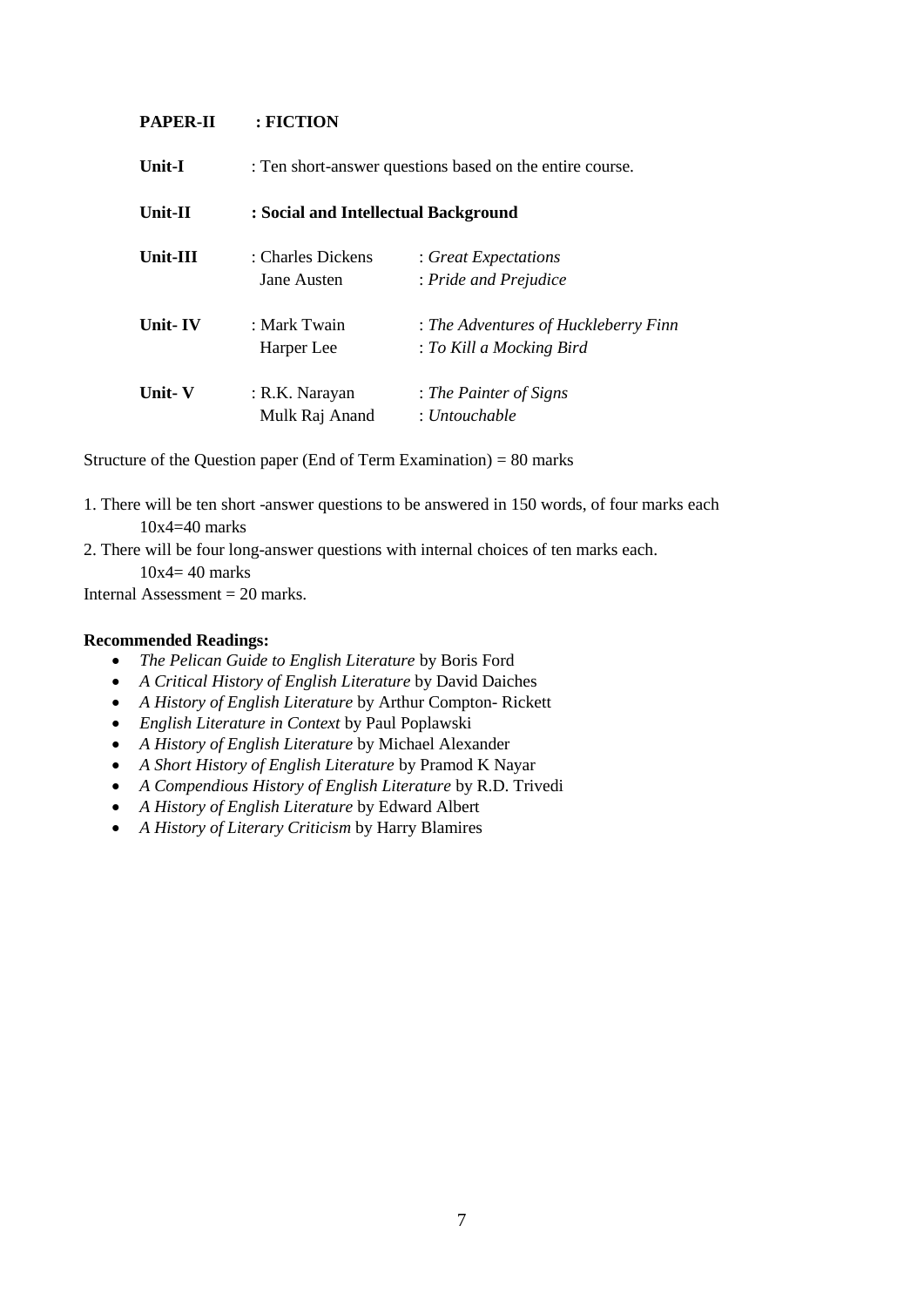**PAPER-II : FICTION**

| | | |
|---|---|---|
| **Unit-I** | : Ten short-answer questions based on the entire course. | |
| **Unit-II** | **: Social and Intellectual Background** | |
| **Unit-III** | : Charles Dickens<br>Jane Austen | : *Great Expectations*<br>: *Pride and Prejudice* |
| **Unit- IV** | : Mark Twain<br>Harper Lee | : *The Adventures of Huckleberry Finn*<br>: *To Kill a Mocking Bird* |
| **Unit- V** | : R.K. Narayan<br>Mulk Raj Anand | : *The Painter of Signs*<br>: *Untouchable* |

Structure of the Question paper (End of Term Examination) = 80 marks

1. There will be ten short -answer questions to be answered in 150 words, of four marks each
   10x4=40 marks
2. There will be four long-answer questions with internal choices of ten marks each.
   10x4= 40 marks

Internal Assessment = 20 marks.

**Recommended Readings:**

- *The Pelican Guide to English Literature* by Boris Ford
- *A Critical History of English Literature* by David Daiches
- *A History of English Literature* by Arthur Compton- Rickett
- *English Literature in Context* by Paul Poplawski
- *A History of English Literature* by Michael Alexander
- *A Short History of English Literature* by Pramod K Nayar
- *A Compendious History of English Literature* by R.D. Trivedi
- *A History of English Literature* by Edward Albert
- *A History of Literary Criticism* by Harry Blamires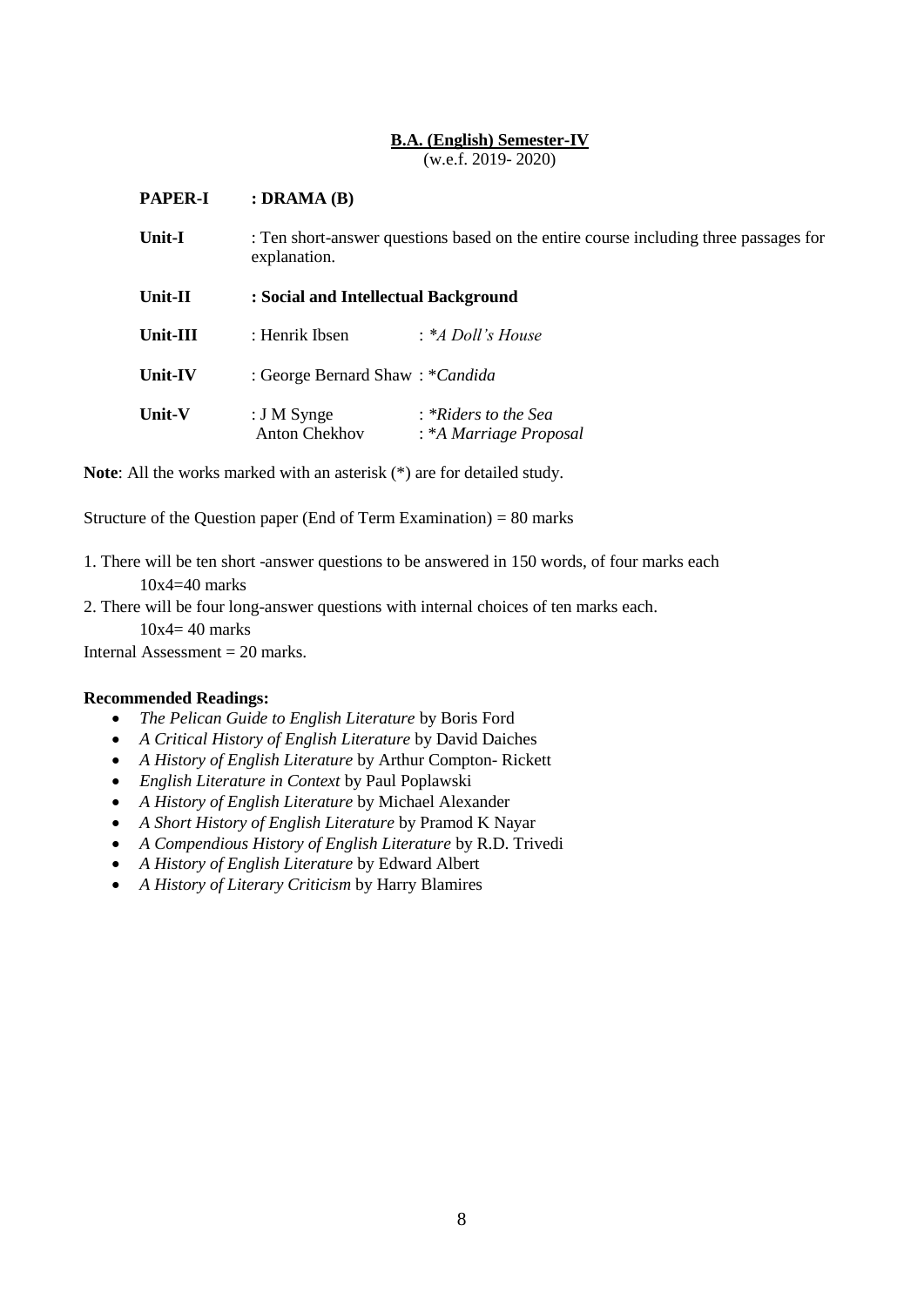## B.A. (English) Semester-IV

(w.e.f. 2019- 2020)

**PAPER-I** **: DRAMA (B)**

**Unit-I** : Ten short-answer questions based on the entire course including three passages for explanation.

**Unit-II** **: Social and Intellectual Background**

**Unit-III** : Henrik Ibsen : **A Doll's House*

**Unit-IV** : George Bernard Shaw : **Candida*

**Unit-V** : J M Synge : **Riders to the Sea*
Anton Chekhov : **A Marriage Proposal*

**Note**: All the works marked with an asterisk (*) are for detailed study.

Structure of the Question paper (End of Term Examination) = 80 marks

1. There will be ten short -answer questions to be answered in 150 words, of four marks each
   10x4=40 marks
2. There will be four long-answer questions with internal choices of ten marks each.
   10x4= 40 marks

Internal Assessment = 20 marks.

**Recommended Readings:**

- *The Pelican Guide to English Literature* by Boris Ford
- *A Critical History of English Literature* by David Daiches
- *A History of English Literature* by Arthur Compton- Rickett
- *English Literature in Context* by Paul Poplawski
- *A History of English Literature* by Michael Alexander
- *A Short History of English Literature* by Pramod K Nayar
- *A Compendious History of English Literature* by R.D. Trivedi
- *A History of English Literature* by Edward Albert
- *A History of Literary Criticism* by Harry Blamires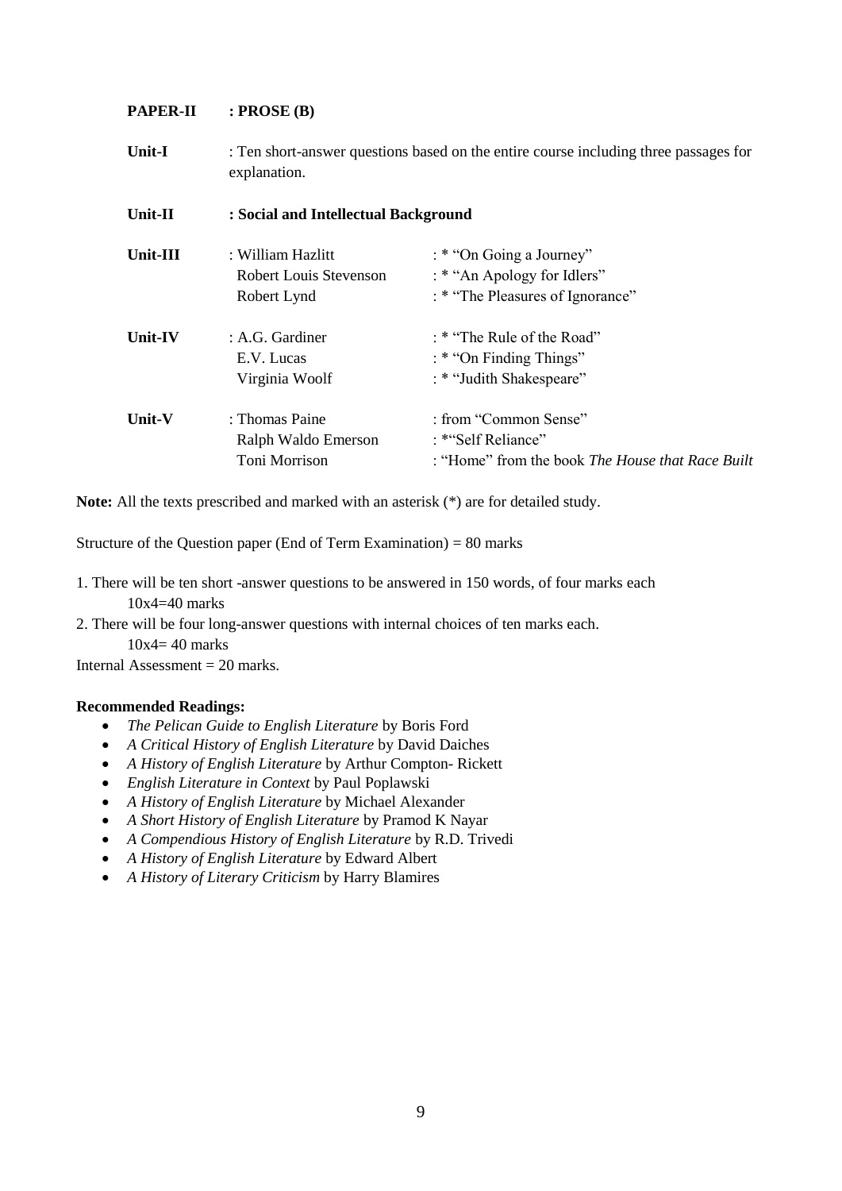**PAPER-II : PROSE (B)**

| | | |
|---|---|---|
| **Unit-I** | : Ten short-answer questions based on the entire course including three passages for explanation. | |
| **Unit-II** | **: Social and Intellectual Background** | |
| **Unit-III** | : William Hazlitt | : * "On Going a Journey" |
| | Robert Louis Stevenson | : * "An Apology for Idlers" |
| | Robert Lynd | : * "The Pleasures of Ignorance" |
| **Unit-IV** | : A.G. Gardiner | : * "The Rule of the Road" |
| | E.V. Lucas | : * "On Finding Things" |
| | Virginia Woolf | : * "Judith Shakespeare" |
| **Unit-V** | : Thomas Paine | : from "Common Sense" |
| | Ralph Waldo Emerson | : *"Self Reliance" |
| | Toni Morrison | : "Home" from the book *The House that Race Built* |

**Note:** All the texts prescribed and marked with an asterisk (*) are for detailed study.

Structure of the Question paper (End of Term Examination) = 80 marks

1. There will be ten short -answer questions to be answered in 150 words, of four marks each
   10x4=40 marks
2. There will be four long-answer questions with internal choices of ten marks each.
   10x4= 40 marks

Internal Assessment = 20 marks.

**Recommended Readings:**

- *The Pelican Guide to English Literature* by Boris Ford
- *A Critical History of English Literature* by David Daiches
- *A History of English Literature* by Arthur Compton- Rickett
- *English Literature in Context* by Paul Poplawski
- *A History of English Literature* by Michael Alexander
- *A Short History of English Literature* by Pramod K Nayar
- *A Compendious History of English Literature* by R.D. Trivedi
- *A History of English Literature* by Edward Albert
- *A History of Literary Criticism* by Harry Blamires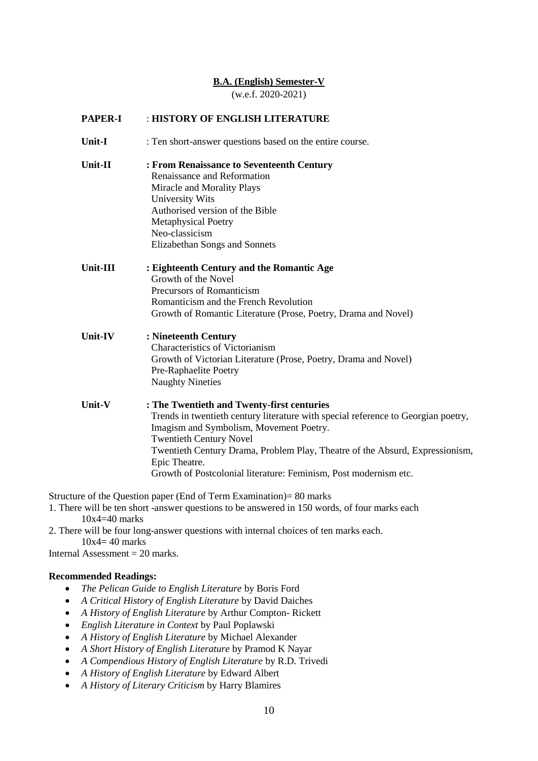## B.A. (English) Semester-V

(w.e.f. 2020-2021)

**PAPER-I** : **HISTORY OF ENGLISH LITERATURE**

**Unit-I** : Ten short-answer questions based on the entire course.

**Unit-II** **: From Renaissance to Seventeenth Century**

Renaissance and Reformation
Miracle and Morality Plays
University Wits
Authorised version of the Bible
Metaphysical Poetry
Neo-classicism
Elizabethan Songs and Sonnets

**Unit-III** **: Eighteenth Century and the Romantic Age**

Growth of the Novel
Precursors of Romanticism
Romanticism and the French Revolution
Growth of Romantic Literature (Prose, Poetry, Drama and Novel)

**Unit-IV** **: Nineteenth Century**

Characteristics of Victorianism
Growth of Victorian Literature (Prose, Poetry, Drama and Novel)
Pre-Raphaelite Poetry
Naughty Nineties

**Unit-V** **: The Twentieth and Twenty-first centuries**

Trends in twentieth century literature with special reference to Georgian poetry, Imagism and Symbolism, Movement Poetry.
Twentieth Century Novel
Twentieth Century Drama, Problem Play, Theatre of the Absurd, Expressionism, Epic Theatre.
Growth of Postcolonial literature: Feminism, Post modernism etc.

Structure of the Question paper (End of Term Examination)= 80 marks

1. There will be ten short -answer questions to be answered in 150 words, of four marks each
   10x4=40 marks
2. There will be four long-answer questions with internal choices of ten marks each.
   10x4= 40 marks

Internal Assessment = 20 marks.

**Recommended Readings:**

- *The Pelican Guide to English Literature* by Boris Ford
- *A Critical History of English Literature* by David Daiches
- *A History of English Literature* by Arthur Compton- Rickett
- *English Literature in Context* by Paul Poplawski
- *A History of English Literature* by Michael Alexander
- *A Short History of English Literature* by Pramod K Nayar
- *A Compendious History of English Literature* by R.D. Trivedi
- *A History of English Literature* by Edward Albert
- *A History of Literary Criticism* by Harry Blamires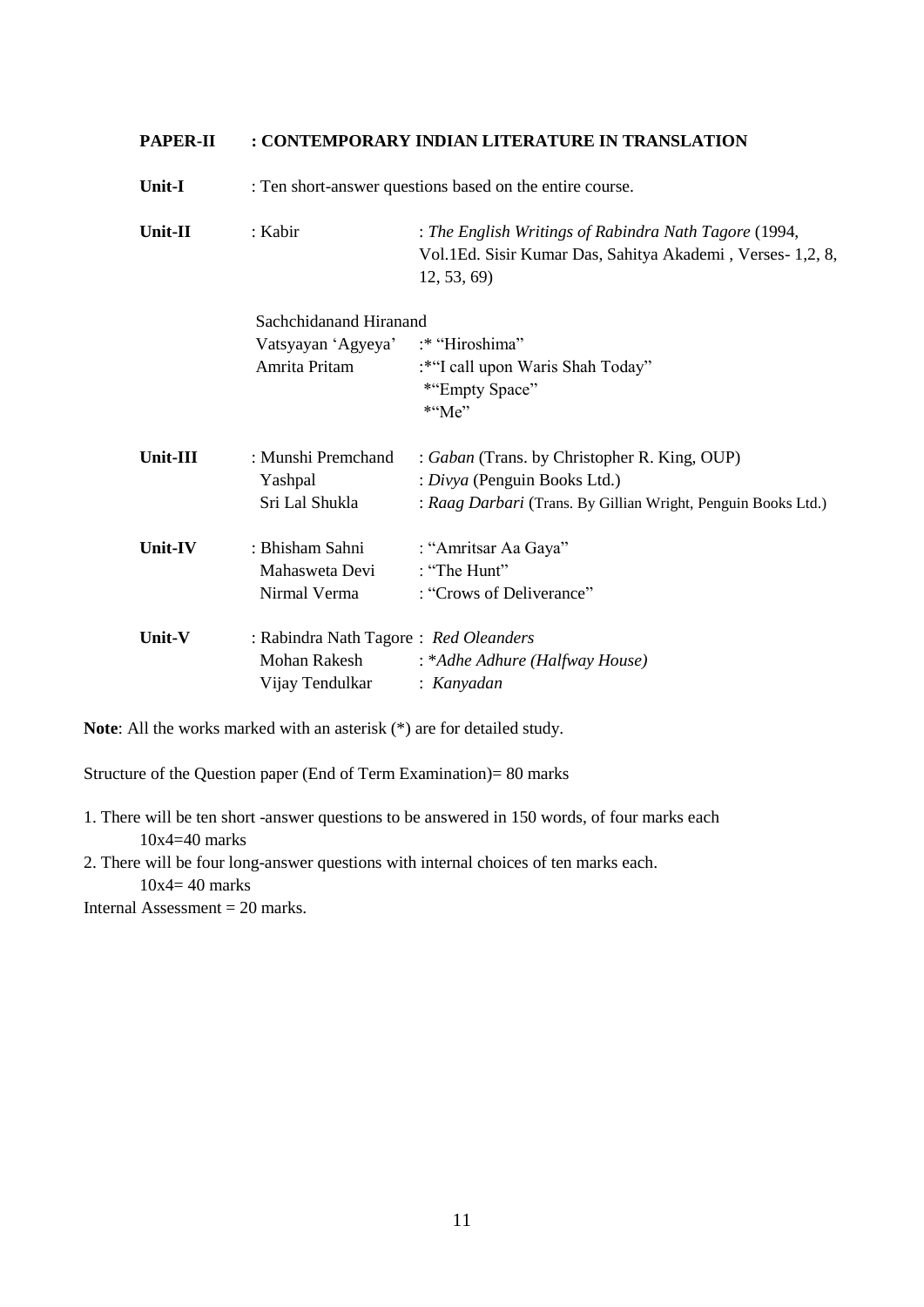**PAPER-II : CONTEMPORARY INDIAN LITERATURE IN TRANSLATION**

| | | |
|---|---|---|
| **Unit-I** | : Ten short-answer questions based on the entire course. | |
| **Unit-II** | : Kabir | : *The English Writings of Rabindra Nath Tagore* (1994, Vol.1Ed. Sisir Kumar Das, Sahitya Akademi , Verses- 1,2, 8, 12, 53, 69) |
| | Sachchidanand Hiranand Vatsyayan 'Agyeya' | :* "Hiroshima" |
| | Amrita Pritam | :*"I call upon Waris Shah Today"<br>*"Empty Space"<br>*"Me" |
| **Unit-III** | : Munshi Premchand | : *Gaban* (Trans. by Christopher R. King, OUP) |
| | Yashpal | : *Divya* (Penguin Books Ltd.) |
| | Sri Lal Shukla | : *Raag Darbari* (Trans. By Gillian Wright, Penguin Books Ltd.) |
| **Unit-IV** | : Bhisham Sahni | : "Amritsar Aa Gaya" |
| | Mahasweta Devi | : "The Hunt" |
| | Nirmal Verma | : "Crows of Deliverance" |
| **Unit-V** | : Rabindra Nath Tagore | : *Red Oleanders* |
| | Mohan Rakesh | : **Adhe Adhure (Halfway House)* |
| | Vijay Tendulkar | : *Kanyadan* |

**Note**: All the works marked with an asterisk (*) are for detailed study.

Structure of the Question paper (End of Term Examination)= 80 marks

1. There will be ten short -answer questions to be answered in 150 words, of four marks each
   10x4=40 marks
2. There will be four long-answer questions with internal choices of ten marks each.
   10x4= 40 marks

Internal Assessment = 20 marks.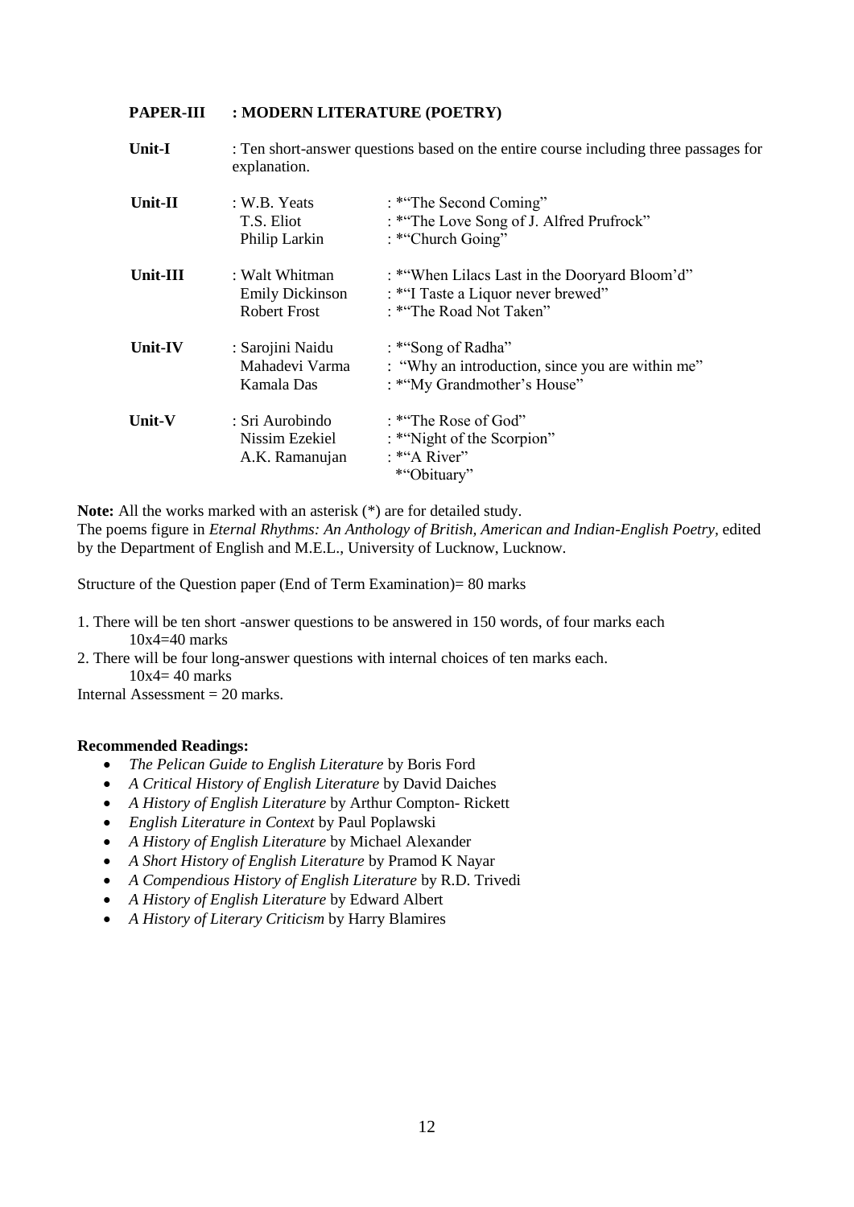## PAPER-III : MODERN LITERATURE (POETRY)

| | | |
|---|---|---|
| **Unit-I** | : Ten short-answer questions based on the entire course including three passages for explanation. | |
| **Unit-II** | : W.B. Yeats | : *"The Second Coming" |
| | T.S. Eliot | : *"The Love Song of J. Alfred Prufrock" |
| | Philip Larkin | : *"Church Going" |
| **Unit-III** | : Walt Whitman | : *"When Lilacs Last in the Dooryard Bloom'd" |
| | Emily Dickinson | : *"I Taste a Liquor never brewed" |
| | Robert Frost | : *"The Road Not Taken" |
| **Unit-IV** | : Sarojini Naidu | : *"Song of Radha" |
| | Mahadevi Varma | : "Why an introduction, since you are within me" |
| | Kamala Das | : *"My Grandmother's House" |
| **Unit-V** | : Sri Aurobindo | : *"The Rose of God" |
| | Nissim Ezekiel | : *"Night of the Scorpion" |
| | A.K. Ramanujan | : *"A River" *"Obituary" |

**Note:** All the works marked with an asterisk (*) are for detailed study.
The poems figure in *Eternal Rhythms: An Anthology of British, American and Indian-English Poetry*, edited by the Department of English and M.E.L., University of Lucknow, Lucknow.

Structure of the Question paper (End of Term Examination)= 80 marks

1. There will be ten short -answer questions to be answered in 150 words, of four marks each
   10x4=40 marks
2. There will be four long-answer questions with internal choices of ten marks each.
   10x4= 40 marks

Internal Assessment = 20 marks.

**Recommended Readings:**

- *The Pelican Guide to English Literature* by Boris Ford
- *A Critical History of English Literature* by David Daiches
- *A History of English Literature* by Arthur Compton- Rickett
- *English Literature in Context* by Paul Poplawski
- *A History of English Literature* by Michael Alexander
- *A Short History of English Literature* by Pramod K Nayar
- *A Compendious History of English Literature* by R.D. Trivedi
- *A History of English Literature* by Edward Albert
- *A History of Literary Criticism* by Harry Blamires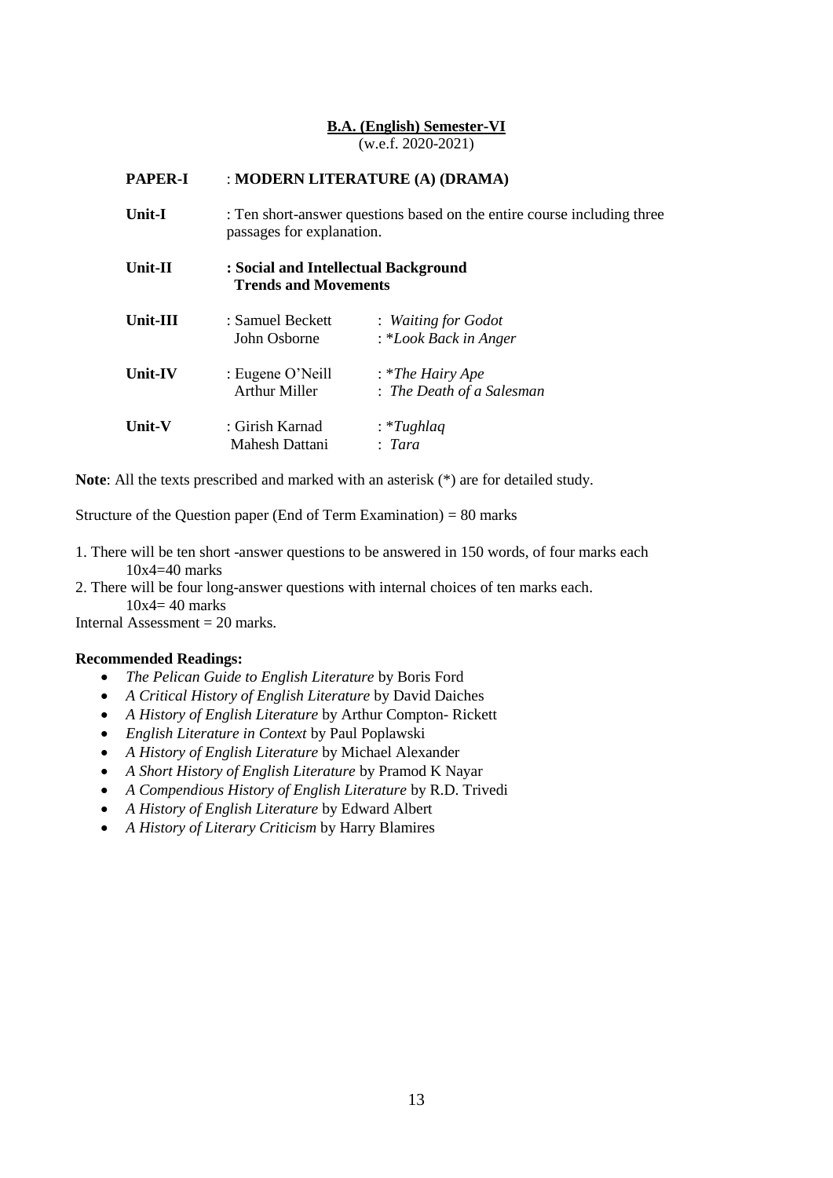## **B.A. (English) Semester-VI**

(w.e.f. 2020-2021)

| | | |
|---|---|---|
| **PAPER-I** | : **MODERN LITERATURE (A) (DRAMA)** | |
| **Unit-I** | : Ten short-answer questions based on the entire course including three passages for explanation. | |
| **Unit-II** | **: Social and Intellectual Background Trends and Movements** | |
| **Unit-III** | : Samuel Beckett | : *Waiting for Godot* |
| | John Osborne | : *\*Look Back in Anger* |
| **Unit-IV** | : Eugene O'Neill | : *\*The Hairy Ape* |
| | Arthur Miller | : *The Death of a Salesman* |
| **Unit-V** | : Girish Karnad | : *\*Tughlaq* |
| | Mahesh Dattani | : *Tara* |

**Note**: All the texts prescribed and marked with an asterisk (*) are for detailed study.

Structure of the Question paper (End of Term Examination) = 80 marks

1. There will be ten short -answer questions to be answered in 150 words, of four marks each
   10x4=40 marks
2. There will be four long-answer questions with internal choices of ten marks each.
   10x4= 40 marks

Internal Assessment = 20 marks.

**Recommended Readings:**

- *The Pelican Guide to English Literature* by Boris Ford
- *A Critical History of English Literature* by David Daiches
- *A History of English Literature* by Arthur Compton- Rickett
- *English Literature in Context* by Paul Poplawski
- *A History of English Literature* by Michael Alexander
- *A Short History of English Literature* by Pramod K Nayar
- *A Compendious History of English Literature* by R.D. Trivedi
- *A History of English Literature* by Edward Albert
- *A History of Literary Criticism* by Harry Blamires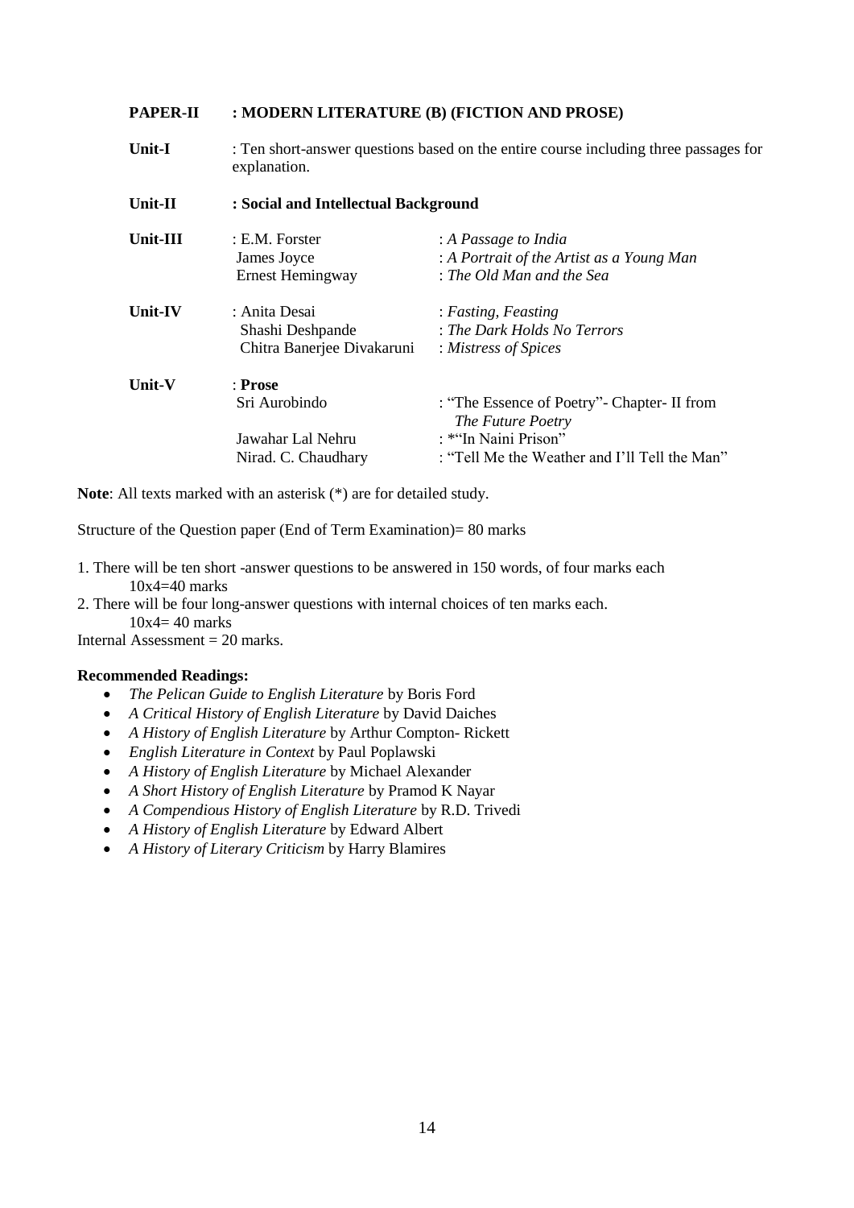## PAPER-II : MODERN LITERATURE (B) (FICTION AND PROSE)

| | | |
|---|---|---|
| **Unit-I** | : Ten short-answer questions based on the entire course including three passages for explanation. | |
| **Unit-II** | **: Social and Intellectual Background** | |
| **Unit-III** | : E.M. Forster | : *A Passage to India* |
| | James Joyce | : *A Portrait of the Artist as a Young Man* |
| | Ernest Hemingway | : *The Old Man and the Sea* |
| **Unit-IV** | : Anita Desai | : *Fasting, Feasting* |
| | Shashi Deshpande | : *The Dark Holds No Terrors* |
| | Chitra Banerjee Divakaruni | : *Mistress of Spices* |
| **Unit-V** | : **Prose** | |
| | Sri Aurobindo | : "The Essence of Poetry"- Chapter- II from *The Future Poetry* |
| | Jawahar Lal Nehru | : *"In Naini Prison" |
| | Nirad. C. Chaudhary | : "Tell Me the Weather and I'll Tell the Man" |

**Note**: All texts marked with an asterisk (*) are for detailed study.

Structure of the Question paper (End of Term Examination)= 80 marks

1. There will be ten short -answer questions to be answered in 150 words, of four marks each
   10x4=40 marks
2. There will be four long-answer questions with internal choices of ten marks each.
   10x4= 40 marks

Internal Assessment = 20 marks.

**Recommended Readings:**

- *The Pelican Guide to English Literature* by Boris Ford
- *A Critical History of English Literature* by David Daiches
- *A History of English Literature* by Arthur Compton- Rickett
- *English Literature in Context* by Paul Poplawski
- *A History of English Literature* by Michael Alexander
- *A Short History of English Literature* by Pramod K Nayar
- *A Compendious History of English Literature* by R.D. Trivedi
- *A History of English Literature* by Edward Albert
- *A History of Literary Criticism* by Harry Blamires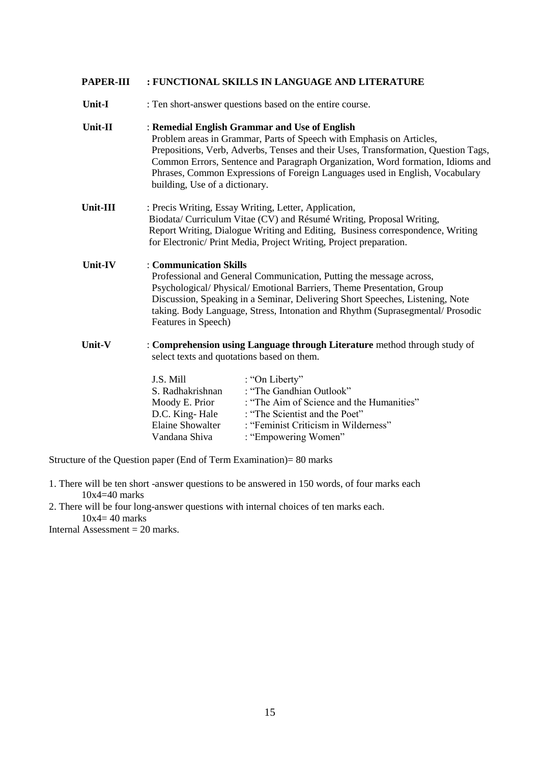## PAPER-III : FUNCTIONAL SKILLS IN LANGUAGE AND LITERATURE

**Unit-I** : Ten short-answer questions based on the entire course.

**Unit-II** : **Remedial English Grammar and Use of English**
Problem areas in Grammar, Parts of Speech with Emphasis on Articles, Prepositions, Verb, Adverbs, Tenses and their Uses, Transformation, Question Tags, Common Errors, Sentence and Paragraph Organization, Word formation, Idioms and Phrases, Common Expressions of Foreign Languages used in English, Vocabulary building, Use of a dictionary.

**Unit-III** : Precis Writing, Essay Writing, Letter, Application, Biodata/ Curriculum Vitae (CV) and Résumé Writing, Proposal Writing, Report Writing, Dialogue Writing and Editing, Business correspondence, Writing for Electronic/ Print Media, Project Writing, Project preparation.

**Unit-IV** : **Communication Skills**
Professional and General Communication, Putting the message across, Psychological/ Physical/ Emotional Barriers, Theme Presentation, Group Discussion, Speaking in a Seminar, Delivering Short Speeches, Listening, Note taking. Body Language, Stress, Intonation and Rhythm (Suprasegmental/ Prosodic Features in Speech)

**Unit-V** : **Comprehension using Language through Literature** method through study of select texts and quotations based on them.

| | |
|---|---|
| J.S. Mill | : "On Liberty" |
| S. Radhakrishnan | : "The Gandhian Outlook" |
| Moody E. Prior | : "The Aim of Science and the Humanities" |
| D.C. King- Hale | : "The Scientist and the Poet" |
| Elaine Showalter | : "Feminist Criticism in Wilderness" |
| Vandana Shiva | : "Empowering Women" |

Structure of the Question paper (End of Term Examination)= 80 marks

1. There will be ten short -answer questions to be answered in 150 words, of four marks each
   10x4=40 marks
2. There will be four long-answer questions with internal choices of ten marks each.
   10x4= 40 marks

Internal Assessment = 20 marks.